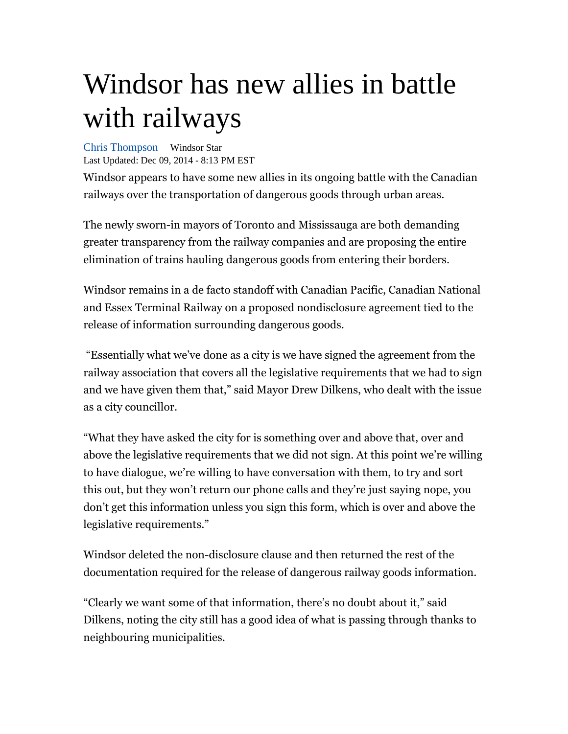# Windsor has new allies in battle with railways

Chris Thompson Windsor Star
Last Updated: Dec 09, 2014 - 8:13 PM EST

Windsor appears to have some new allies in its ongoing battle with the Canadian railways over the transportation of dangerous goods through urban areas.

The newly sworn-in mayors of Toronto and Mississauga are both demanding greater transparency from the railway companies and are proposing the entire elimination of trains hauling dangerous goods from entering their borders.

Windsor remains in a de facto standoff with Canadian Pacific, Canadian National and Essex Terminal Railway on a proposed nondisclosure agreement tied to the release of information surrounding dangerous goods.

"Essentially what we've done as a city is we have signed the agreement from the railway association that covers all the legislative requirements that we had to sign and we have given them that," said Mayor Drew Dilkens, who dealt with the issue as a city councillor.

"What they have asked the city for is something over and above that, over and above the legislative requirements that we did not sign. At this point we're willing to have dialogue, we're willing to have conversation with them, to try and sort this out, but they won't return our phone calls and they're just saying nope, you don't get this information unless you sign this form, which is over and above the legislative requirements."

Windsor deleted the non-disclosure clause and then returned the rest of the documentation required for the release of dangerous railway goods information.

"Clearly we want some of that information, there's no doubt about it," said Dilkens, noting the city still has a good idea of what is passing through thanks to neighbouring municipalities.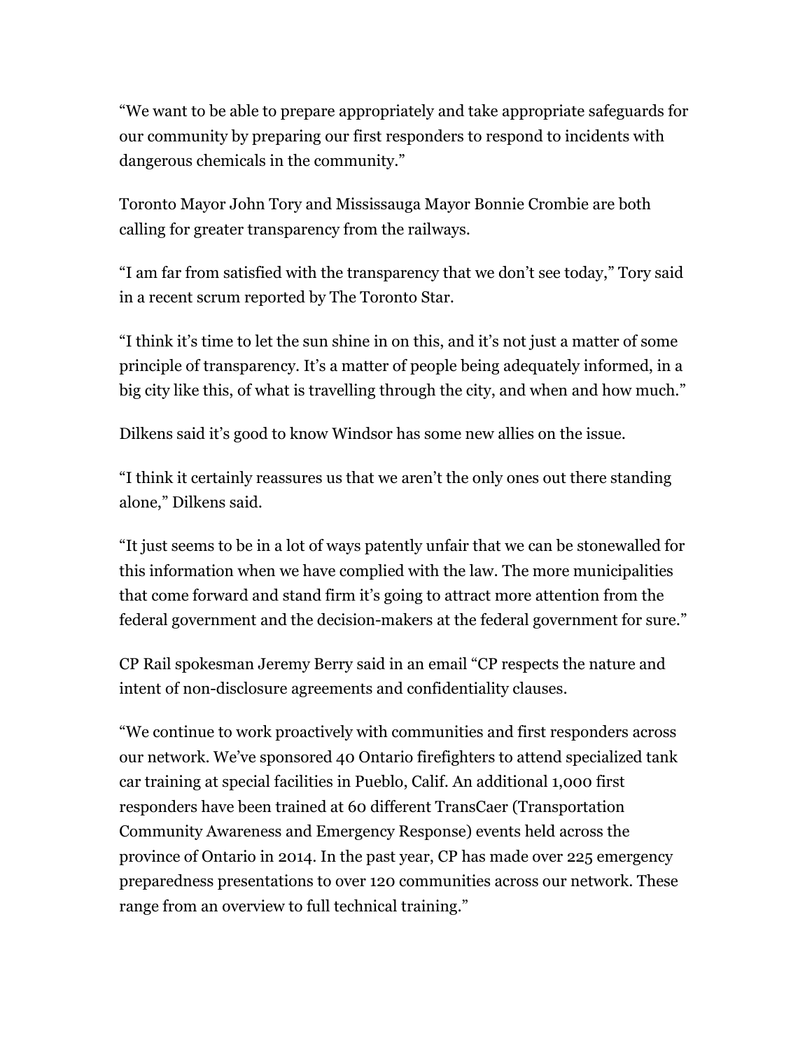"We want to be able to prepare appropriately and take appropriate safeguards for our community by preparing our first responders to respond to incidents with dangerous chemicals in the community."

Toronto Mayor John Tory and Mississauga Mayor Bonnie Crombie are both calling for greater transparency from the railways.

"I am far from satisfied with the transparency that we don't see today," Tory said in a recent scrum reported by The Toronto Star.

"I think it's time to let the sun shine in on this, and it's not just a matter of some principle of transparency. It's a matter of people being adequately informed, in a big city like this, of what is travelling through the city, and when and how much."

Dilkens said it's good to know Windsor has some new allies on the issue.

"I think it certainly reassures us that we aren't the only ones out there standing alone," Dilkens said.

"It just seems to be in a lot of ways patently unfair that we can be stonewalled for this information when we have complied with the law. The more municipalities that come forward and stand firm it's going to attract more attention from the federal government and the decision-makers at the federal government for sure."

CP Rail spokesman Jeremy Berry said in an email "CP respects the nature and intent of non-disclosure agreements and confidentiality clauses.

"We continue to work proactively with communities and first responders across our network. We've sponsored 40 Ontario firefighters to attend specialized tank car training at special facilities in Pueblo, Calif. An additional 1,000 first responders have been trained at 60 different TransCaer (Transportation Community Awareness and Emergency Response) events held across the province of Ontario in 2014. In the past year, CP has made over 225 emergency preparedness presentations to over 120 communities across our network. These range from an overview to full technical training."